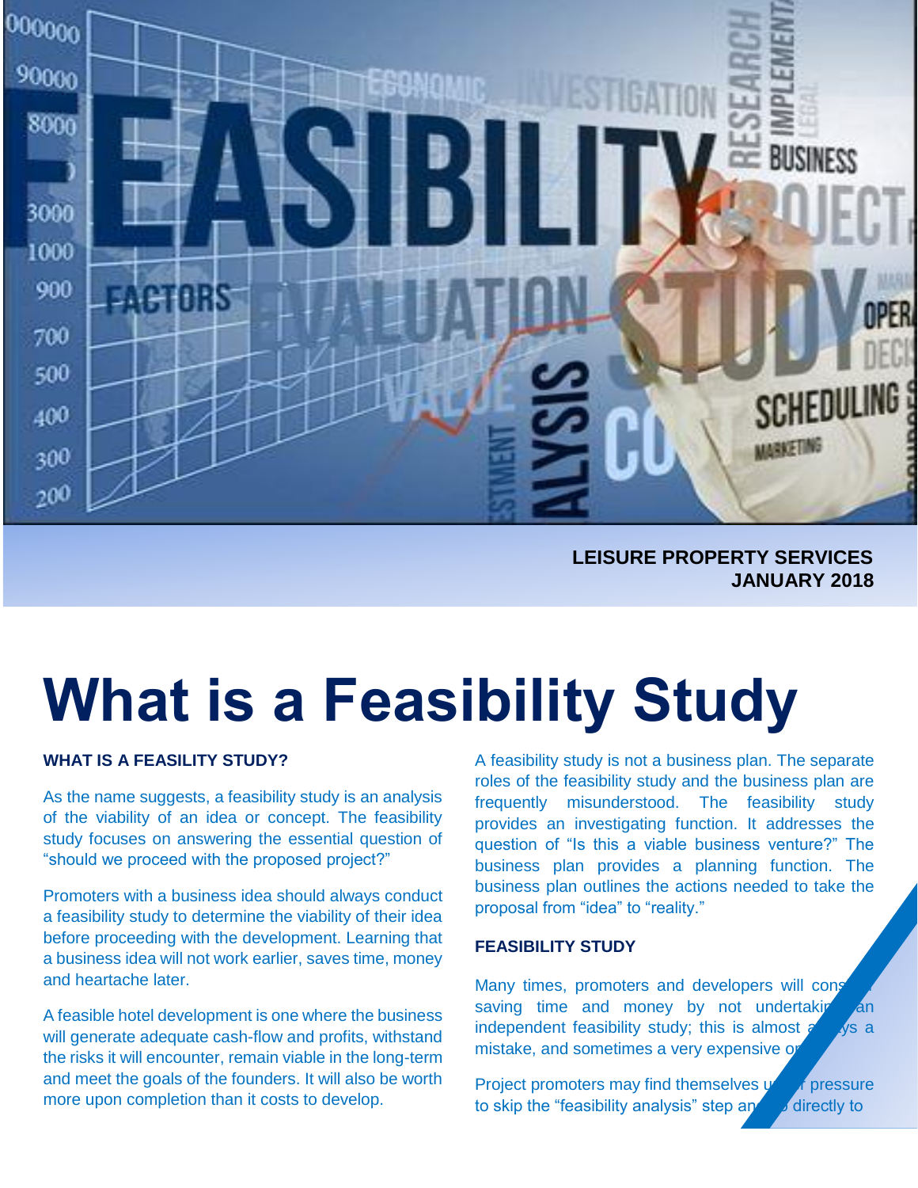LEISURE PROPERTY SERVICES
JANUARY 2018

# What is a Feasibility Study

### WHAT IS A FEASILITY STUDY?

As the name suggests, a feasibility study is an analysis of the viability of an idea or concept. The feasibility study focuses on answering the essential question of "should we proceed with the proposed project?"

Promoters with a business idea should always conduct a feasibility study to determine the viability of their idea before proceeding with the development. Learning that a business idea will not work earlier, saves time, money and heartache later.

A feasible hotel development is one where the business will generate adequate cash-flow and profits, withstand the risks it will encounter, remain viable in the long-term and meet the goals of the founders. It will also be worth more upon completion than it costs to develop.

A feasibility study is not a business plan. The separate roles of the feasibility study and the business plan are frequently misunderstood. The feasibility study provides an investigating function. It addresses the question of "Is this a viable business venture?" The business plan provides a planning function. The business plan outlines the actions needed to take the proposal from "idea" to "reality."

### FEASIBILITY STUDY

Many times, promoters and developers will cons... saving time and money by not undertakin... an independent feasibility study; this is almost a...ys a mistake, and sometimes a very expensive o...

Project promoters may find themselves u... pressure to skip the "feasibility analysis" step an... directly to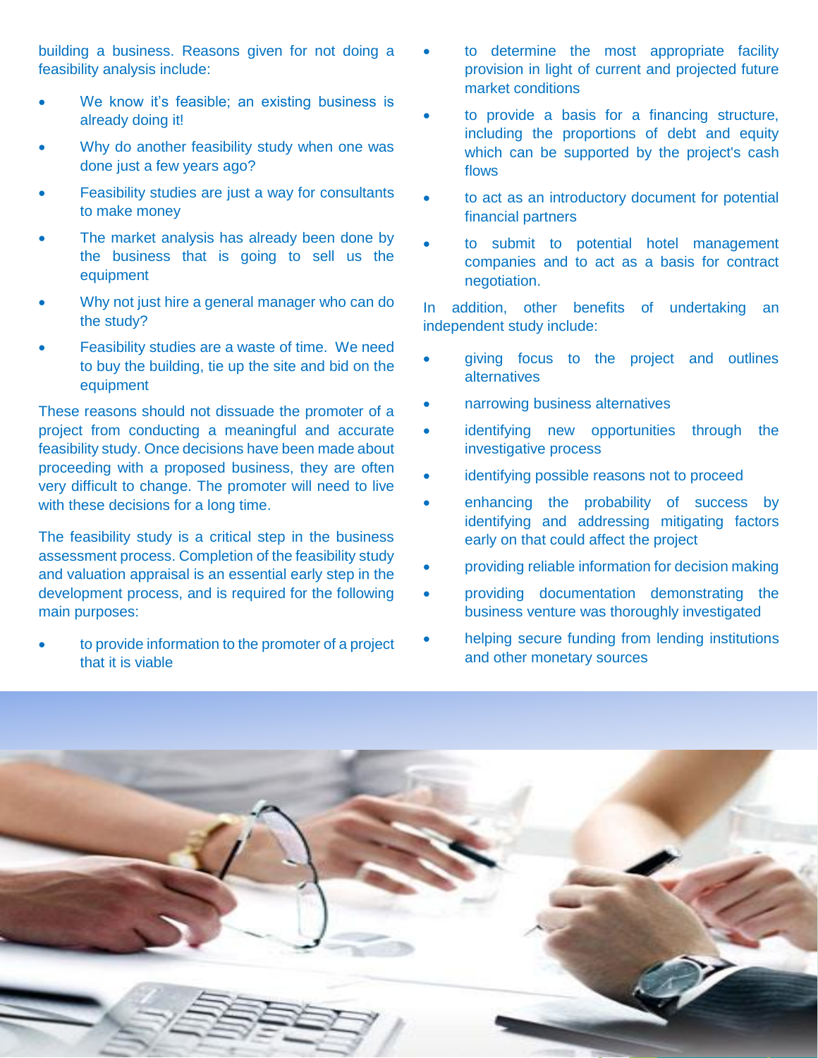building a business. Reasons given for not doing a feasibility analysis include:

- We know it's feasible; an existing business is already doing it!
- Why do another feasibility study when one was done just a few years ago?
- Feasibility studies are just a way for consultants to make money
- The market analysis has already been done by the business that is going to sell us the equipment
- Why not just hire a general manager who can do the study?
- Feasibility studies are a waste of time. We need to buy the building, tie up the site and bid on the equipment

These reasons should not dissuade the promoter of a project from conducting a meaningful and accurate feasibility study. Once decisions have been made about proceeding with a proposed business, they are often very difficult to change. The promoter will need to live with these decisions for a long time.

The feasibility study is a critical step in the business assessment process. Completion of the feasibility study and valuation appraisal is an essential early step in the development process, and is required for the following main purposes:

- to provide information to the promoter of a project that it is viable
- to determine the most appropriate facility provision in light of current and projected future market conditions
- to provide a basis for a financing structure, including the proportions of debt and equity which can be supported by the project's cash flows
- to act as an introductory document for potential financial partners
- to submit to potential hotel management companies and to act as a basis for contract negotiation.

In addition, other benefits of undertaking an independent study include:

- giving focus to the project and outlines alternatives
- narrowing business alternatives
- identifying new opportunities through the investigative process
- identifying possible reasons not to proceed
- enhancing the probability of success by identifying and addressing mitigating factors early on that could affect the project
- providing reliable information for decision making
- providing documentation demonstrating the business venture was thoroughly investigated
- helping secure funding from lending institutions and other monetary sources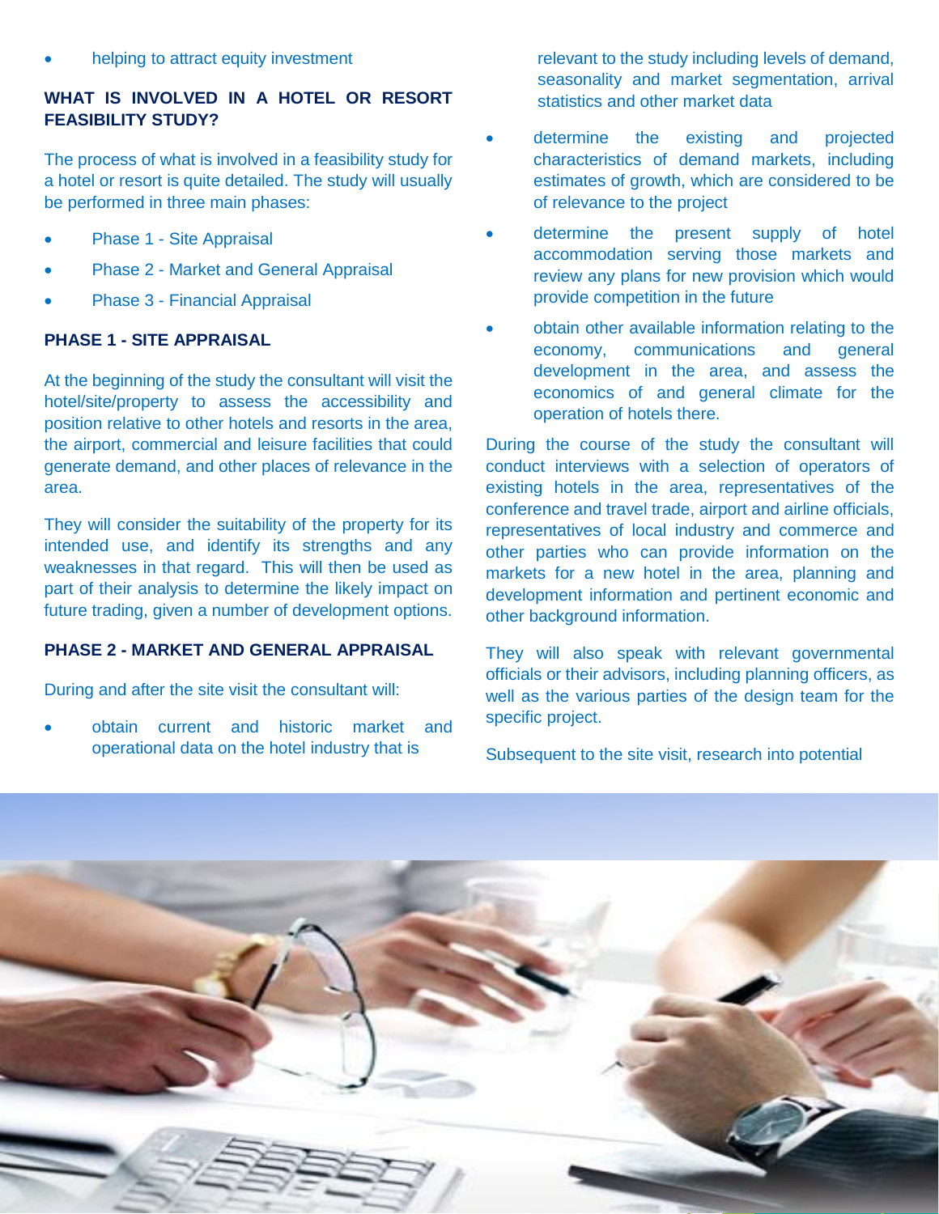- helping to attract equity investment

## WHAT IS INVOLVED IN A HOTEL OR RESORT FEASIBILITY STUDY?

The process of what is involved in a feasibility study for a hotel or resort is quite detailed. The study will usually be performed in three main phases:

- Phase 1 - Site Appraisal
- Phase 2 - Market and General Appraisal
- Phase 3 - Financial Appraisal

## PHASE 1 - SITE APPRAISAL

At the beginning of the study the consultant will visit the hotel/site/property to assess the accessibility and position relative to other hotels and resorts in the area, the airport, commercial and leisure facilities that could generate demand, and other places of relevance in the area.

They will consider the suitability of the property for its intended use, and identify its strengths and any weaknesses in that regard. This will then be used as part of their analysis to determine the likely impact on future trading, given a number of development options.

## PHASE 2 - MARKET AND GENERAL APPRAISAL

During and after the site visit the consultant will:

- obtain current and historic market and operational data on the hotel industry that is relevant to the study including levels of demand, seasonality and market segmentation, arrival statistics and other market data
- determine the existing and projected characteristics of demand markets, including estimates of growth, which are considered to be of relevance to the project
- determine the present supply of hotel accommodation serving those markets and review any plans for new provision which would provide competition in the future
- obtain other available information relating to the economy, communications and general development in the area, and assess the economics of and general climate for the operation of hotels there.

During the course of the study the consultant will conduct interviews with a selection of operators of existing hotels in the area, representatives of the conference and travel trade, airport and airline officials, representatives of local industry and commerce and other parties who can provide information on the markets for a new hotel in the area, planning and development information and pertinent economic and other background information.

They will also speak with relevant governmental officials or their advisors, including planning officers, as well as the various parties of the design team for the specific project.

Subsequent to the site visit, research into potential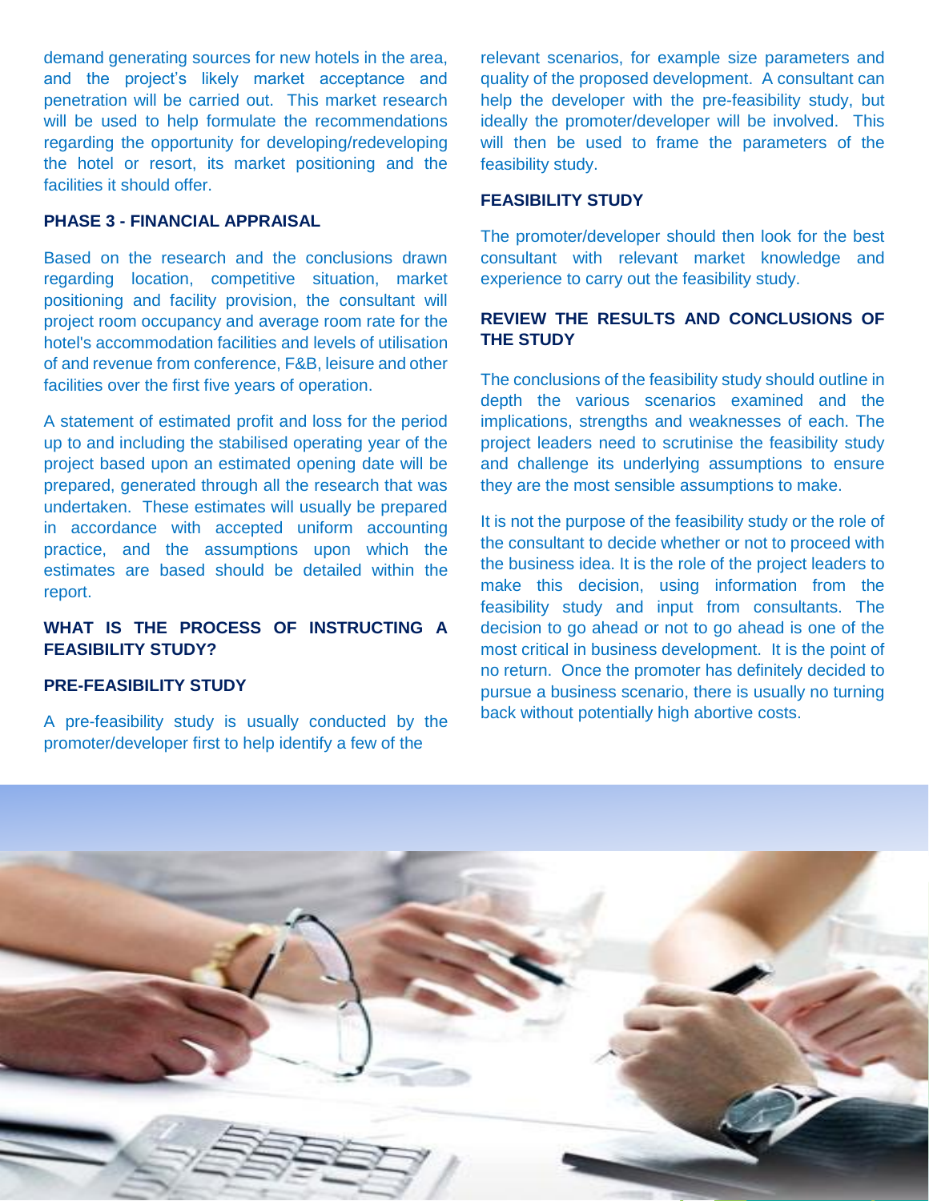demand generating sources for new hotels in the area, and the project's likely market acceptance and penetration will be carried out. This market research will be used to help formulate the recommendations regarding the opportunity for developing/redeveloping the hotel or resort, its market positioning and the facilities it should offer.

**PHASE 3 - FINANCIAL APPRAISAL**

Based on the research and the conclusions drawn regarding location, competitive situation, market positioning and facility provision, the consultant will project room occupancy and average room rate for the hotel's accommodation facilities and levels of utilisation of and revenue from conference, F&B, leisure and other facilities over the first five years of operation.

A statement of estimated profit and loss for the period up to and including the stabilised operating year of the project based upon an estimated opening date will be prepared, generated through all the research that was undertaken. These estimates will usually be prepared in accordance with accepted uniform accounting practice, and the assumptions upon which the estimates are based should be detailed within the report.

**WHAT IS THE PROCESS OF INSTRUCTING A FEASIBILITY STUDY?**

**PRE-FEASIBILITY STUDY**

A pre-feasibility study is usually conducted by the promoter/developer first to help identify a few of the relevant scenarios, for example size parameters and quality of the proposed development. A consultant can help the developer with the pre-feasibility study, but ideally the promoter/developer will be involved. This will then be used to frame the parameters of the feasibility study.

**FEASIBILITY STUDY**

The promoter/developer should then look for the best consultant with relevant market knowledge and experience to carry out the feasibility study.

**REVIEW THE RESULTS AND CONCLUSIONS OF THE STUDY**

The conclusions of the feasibility study should outline in depth the various scenarios examined and the implications, strengths and weaknesses of each. The project leaders need to scrutinise the feasibility study and challenge its underlying assumptions to ensure they are the most sensible assumptions to make.

It is not the purpose of the feasibility study or the role of the consultant to decide whether or not to proceed with the business idea. It is the role of the project leaders to make this decision, using information from the feasibility study and input from consultants. The decision to go ahead or not to go ahead is one of the most critical in business development. It is the point of no return. Once the promoter has definitely decided to pursue a business scenario, there is usually no turning back without potentially high abortive costs.